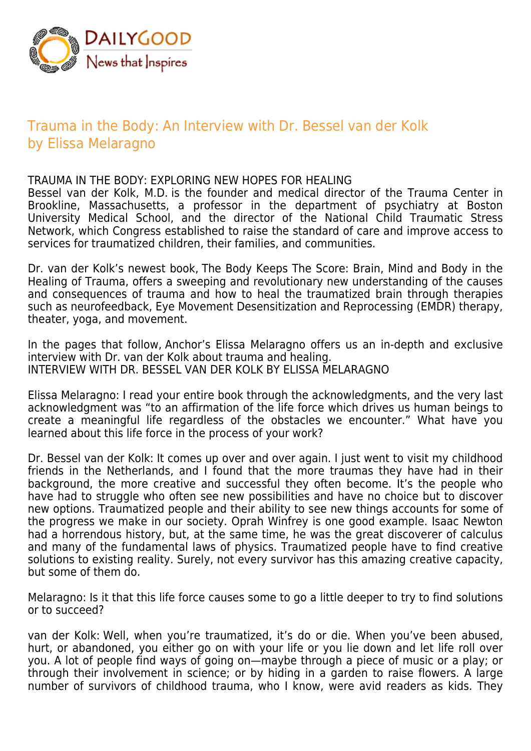# Trauma in the Body: An Interview with Dr. Bessel van der Kolk
## by Elissa Melaragno

TRAUMA IN THE BODY: EXPLORING NEW HOPES FOR HEALING

Bessel van der Kolk, M.D. is the founder and medical director of the Trauma Center in Brookline, Massachusetts, a professor in the department of psychiatry at Boston University Medical School, and the director of the National Child Traumatic Stress Network, which Congress established to raise the standard of care and improve access to services for traumatized children, their families, and communities.

Dr. van der Kolk's newest book, The Body Keeps The Score: Brain, Mind and Body in the Healing of Trauma, offers a sweeping and revolutionary new understanding of the causes and consequences of trauma and how to heal the traumatized brain through therapies such as neurofeedback, Eye Movement Desensitization and Reprocessing (EMDR) therapy, theater, yoga, and movement.

In the pages that follow, Anchor's Elissa Melaragno offers us an in-depth and exclusive interview with Dr. van der Kolk about trauma and healing.

INTERVIEW WITH DR. BESSEL VAN DER KOLK BY ELISSA MELARAGNO

Elissa Melaragno: I read your entire book through the acknowledgments, and the very last acknowledgment was "to an affirmation of the life force which drives us human beings to create a meaningful life regardless of the obstacles we encounter." What have you learned about this life force in the process of your work?

Dr. Bessel van der Kolk: It comes up over and over again. I just went to visit my childhood friends in the Netherlands, and I found that the more traumas they have had in their background, the more creative and successful they often become. It's the people who have had to struggle who often see new possibilities and have no choice but to discover new options. Traumatized people and their ability to see new things accounts for some of the progress we make in our society. Oprah Winfrey is one good example. Isaac Newton had a horrendous history, but, at the same time, he was the great discoverer of calculus and many of the fundamental laws of physics. Traumatized people have to find creative solutions to existing reality. Surely, not every survivor has this amazing creative capacity, but some of them do.

Melaragno: Is it that this life force causes some to go a little deeper to try to find solutions or to succeed?

van der Kolk: Well, when you're traumatized, it's do or die. When you've been abused, hurt, or abandoned, you either go on with your life or you lie down and let life roll over you. A lot of people find ways of going on—maybe through a piece of music or a play; or through their involvement in science; or by hiding in a garden to raise flowers. A large number of survivors of childhood trauma, who I know, were avid readers as kids. They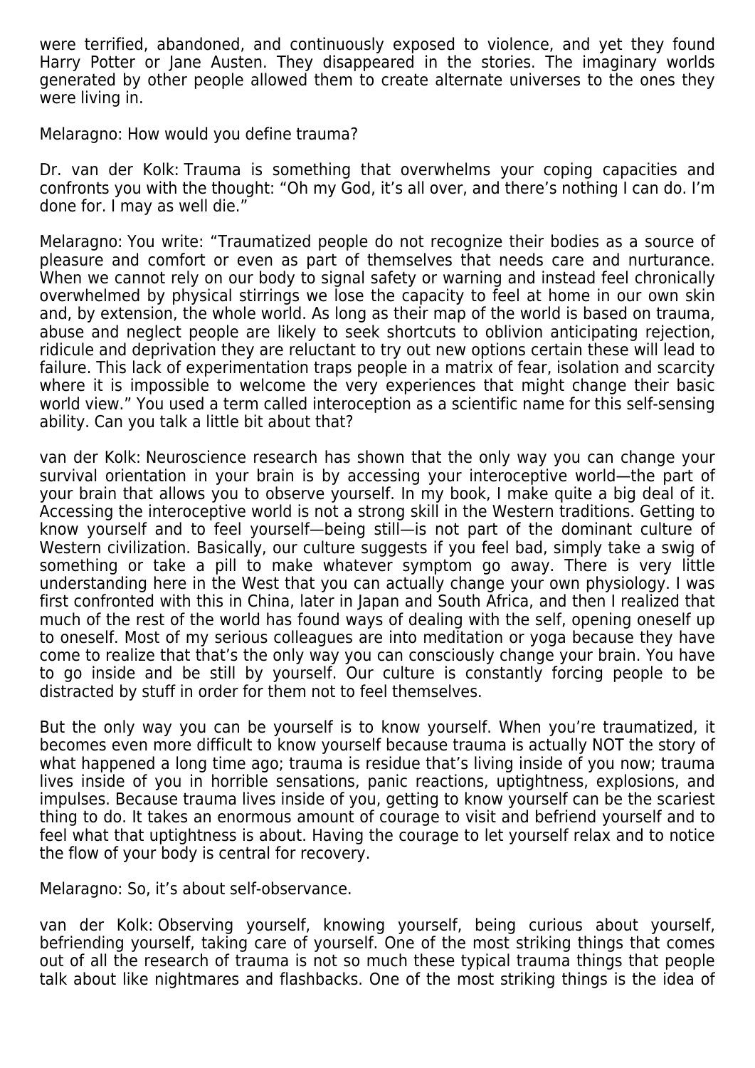were terrified, abandoned, and continuously exposed to violence, and yet they found Harry Potter or Jane Austen. They disappeared in the stories. The imaginary worlds generated by other people allowed them to create alternate universes to the ones they were living in.

Melaragno: How would you define trauma?

Dr. van der Kolk: Trauma is something that overwhelms your coping capacities and confronts you with the thought: "Oh my God, it's all over, and there's nothing I can do. I'm done for. I may as well die."

Melaragno: You write: "Traumatized people do not recognize their bodies as a source of pleasure and comfort or even as part of themselves that needs care and nurturance. When we cannot rely on our body to signal safety or warning and instead feel chronically overwhelmed by physical stirrings we lose the capacity to feel at home in our own skin and, by extension, the whole world. As long as their map of the world is based on trauma, abuse and neglect people are likely to seek shortcuts to oblivion anticipating rejection, ridicule and deprivation they are reluctant to try out new options certain these will lead to failure. This lack of experimentation traps people in a matrix of fear, isolation and scarcity where it is impossible to welcome the very experiences that might change their basic world view." You used a term called interoception as a scientific name for this self-sensing ability. Can you talk a little bit about that?

van der Kolk: Neuroscience research has shown that the only way you can change your survival orientation in your brain is by accessing your interoceptive world—the part of your brain that allows you to observe yourself. In my book, I make quite a big deal of it. Accessing the interoceptive world is not a strong skill in the Western traditions. Getting to know yourself and to feel yourself—being still—is not part of the dominant culture of Western civilization. Basically, our culture suggests if you feel bad, simply take a swig of something or take a pill to make whatever symptom go away. There is very little understanding here in the West that you can actually change your own physiology. I was first confronted with this in China, later in Japan and South Africa, and then I realized that much of the rest of the world has found ways of dealing with the self, opening oneself up to oneself. Most of my serious colleagues are into meditation or yoga because they have come to realize that that's the only way you can consciously change your brain. You have to go inside and be still by yourself. Our culture is constantly forcing people to be distracted by stuff in order for them not to feel themselves.

But the only way you can be yourself is to know yourself. When you're traumatized, it becomes even more difficult to know yourself because trauma is actually NOT the story of what happened a long time ago; trauma is residue that's living inside of you now; trauma lives inside of you in horrible sensations, panic reactions, uptightness, explosions, and impulses. Because trauma lives inside of you, getting to know yourself can be the scariest thing to do. It takes an enormous amount of courage to visit and befriend yourself and to feel what that uptightness is about. Having the courage to let yourself relax and to notice the flow of your body is central for recovery.

Melaragno: So, it's about self-observance.

van der Kolk: Observing yourself, knowing yourself, being curious about yourself, befriending yourself, taking care of yourself. One of the most striking things that comes out of all the research of trauma is not so much these typical trauma things that people talk about like nightmares and flashbacks. One of the most striking things is the idea of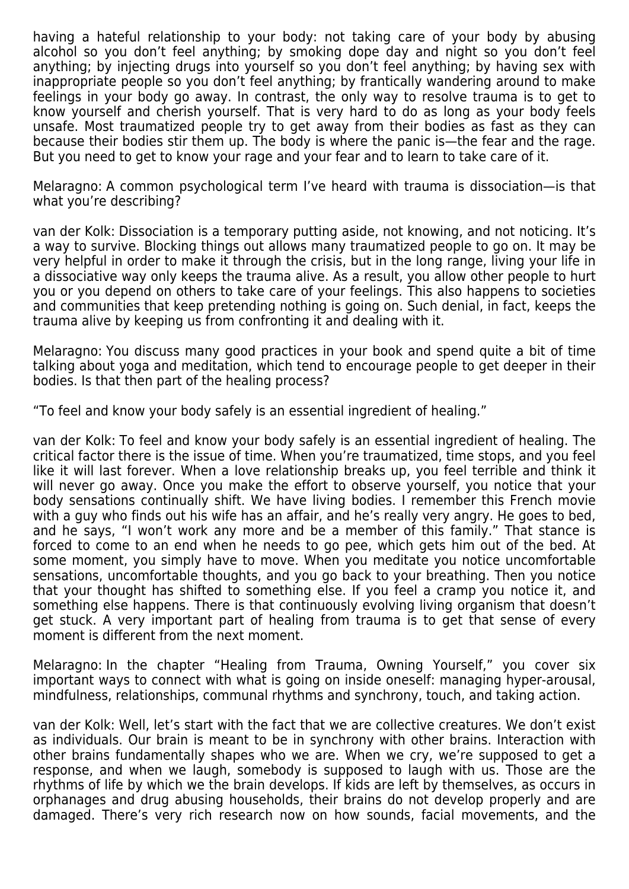having a hateful relationship to your body: not taking care of your body by abusing alcohol so you don't feel anything; by smoking dope day and night so you don't feel anything; by injecting drugs into yourself so you don't feel anything; by having sex with inappropriate people so you don't feel anything; by frantically wandering around to make feelings in your body go away. In contrast, the only way to resolve trauma is to get to know yourself and cherish yourself. That is very hard to do as long as your body feels unsafe. Most traumatized people try to get away from their bodies as fast as they can because their bodies stir them up. The body is where the panic is—the fear and the rage. But you need to get to know your rage and your fear and to learn to take care of it.

Melaragno: A common psychological term I've heard with trauma is dissociation—is that what you're describing?

van der Kolk: Dissociation is a temporary putting aside, not knowing, and not noticing. It's a way to survive. Blocking things out allows many traumatized people to go on. It may be very helpful in order to make it through the crisis, but in the long range, living your life in a dissociative way only keeps the trauma alive. As a result, you allow other people to hurt you or you depend on others to take care of your feelings. This also happens to societies and communities that keep pretending nothing is going on. Such denial, in fact, keeps the trauma alive by keeping us from confronting it and dealing with it.

Melaragno: You discuss many good practices in your book and spend quite a bit of time talking about yoga and meditation, which tend to encourage people to get deeper in their bodies. Is that then part of the healing process?

"To feel and know your body safely is an essential ingredient of healing."

van der Kolk: To feel and know your body safely is an essential ingredient of healing. The critical factor there is the issue of time. When you're traumatized, time stops, and you feel like it will last forever. When a love relationship breaks up, you feel terrible and think it will never go away. Once you make the effort to observe yourself, you notice that your body sensations continually shift. We have living bodies. I remember this French movie with a guy who finds out his wife has an affair, and he's really very angry. He goes to bed, and he says, "I won't work any more and be a member of this family." That stance is forced to come to an end when he needs to go pee, which gets him out of the bed. At some moment, you simply have to move. When you meditate you notice uncomfortable sensations, uncomfortable thoughts, and you go back to your breathing. Then you notice that your thought has shifted to something else. If you feel a cramp you notice it, and something else happens. There is that continuously evolving living organism that doesn't get stuck. A very important part of healing from trauma is to get that sense of every moment is different from the next moment.

Melaragno: In the chapter "Healing from Trauma, Owning Yourself," you cover six important ways to connect with what is going on inside oneself: managing hyper-arousal, mindfulness, relationships, communal rhythms and synchrony, touch, and taking action.

van der Kolk: Well, let's start with the fact that we are collective creatures. We don't exist as individuals. Our brain is meant to be in synchrony with other brains. Interaction with other brains fundamentally shapes who we are. When we cry, we're supposed to get a response, and when we laugh, somebody is supposed to laugh with us. Those are the rhythms of life by which we the brain develops. If kids are left by themselves, as occurs in orphanages and drug abusing households, their brains do not develop properly and are damaged. There's very rich research now on how sounds, facial movements, and the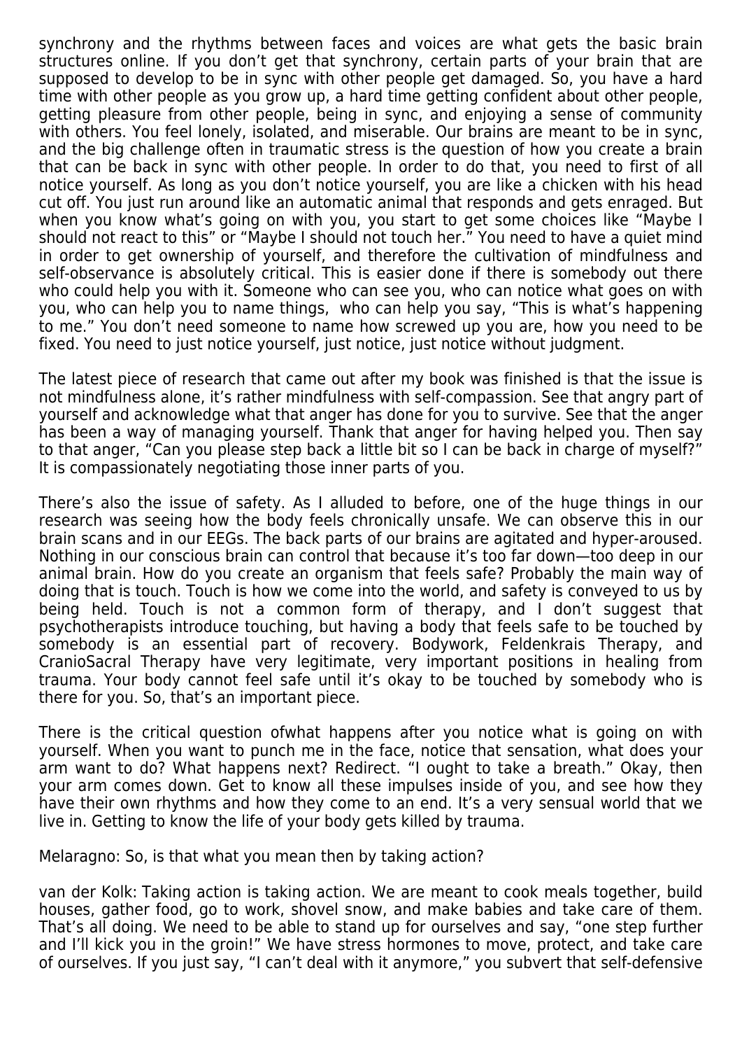synchrony and the rhythms between faces and voices are what gets the basic brain structures online. If you don't get that synchrony, certain parts of your brain that are supposed to develop to be in sync with other people get damaged. So, you have a hard time with other people as you grow up, a hard time getting confident about other people, getting pleasure from other people, being in sync, and enjoying a sense of community with others. You feel lonely, isolated, and miserable. Our brains are meant to be in sync, and the big challenge often in traumatic stress is the question of how you create a brain that can be back in sync with other people. In order to do that, you need to first of all notice yourself. As long as you don't notice yourself, you are like a chicken with his head cut off. You just run around like an automatic animal that responds and gets enraged. But when you know what's going on with you, you start to get some choices like "Maybe I should not react to this" or "Maybe I should not touch her." You need to have a quiet mind in order to get ownership of yourself, and therefore the cultivation of mindfulness and self-observance is absolutely critical. This is easier done if there is somebody out there who could help you with it. Someone who can see you, who can notice what goes on with you, who can help you to name things, who can help you say, "This is what's happening to me." You don't need someone to name how screwed up you are, how you need to be fixed. You need to just notice yourself, just notice, just notice without judgment.

The latest piece of research that came out after my book was finished is that the issue is not mindfulness alone, it's rather mindfulness with self-compassion. See that angry part of yourself and acknowledge what that anger has done for you to survive. See that the anger has been a way of managing yourself. Thank that anger for having helped you. Then say to that anger, "Can you please step back a little bit so I can be back in charge of myself?" It is compassionately negotiating those inner parts of you.

There's also the issue of safety. As I alluded to before, one of the huge things in our research was seeing how the body feels chronically unsafe. We can observe this in our brain scans and in our EEGs. The back parts of our brains are agitated and hyper-aroused. Nothing in our conscious brain can control that because it's too far down—too deep in our animal brain. How do you create an organism that feels safe? Probably the main way of doing that is touch. Touch is how we come into the world, and safety is conveyed to us by being held. Touch is not a common form of therapy, and I don't suggest that psychotherapists introduce touching, but having a body that feels safe to be touched by somebody is an essential part of recovery. Bodywork, Feldenkrais Therapy, and CranioSacral Therapy have very legitimate, very important positions in healing from trauma. Your body cannot feel safe until it's okay to be touched by somebody who is there for you. So, that's an important piece.

There is the critical question ofwhat happens after you notice what is going on with yourself. When you want to punch me in the face, notice that sensation, what does your arm want to do? What happens next? Redirect. "I ought to take a breath." Okay, then your arm comes down. Get to know all these impulses inside of you, and see how they have their own rhythms and how they come to an end. It's a very sensual world that we live in. Getting to know the life of your body gets killed by trauma.

Melaragno: So, is that what you mean then by taking action?

van der Kolk: Taking action is taking action. We are meant to cook meals together, build houses, gather food, go to work, shovel snow, and make babies and take care of them. That's all doing. We need to be able to stand up for ourselves and say, "one step further and I'll kick you in the groin!" We have stress hormones to move, protect, and take care of ourselves. If you just say, "I can't deal with it anymore," you subvert that self-defensive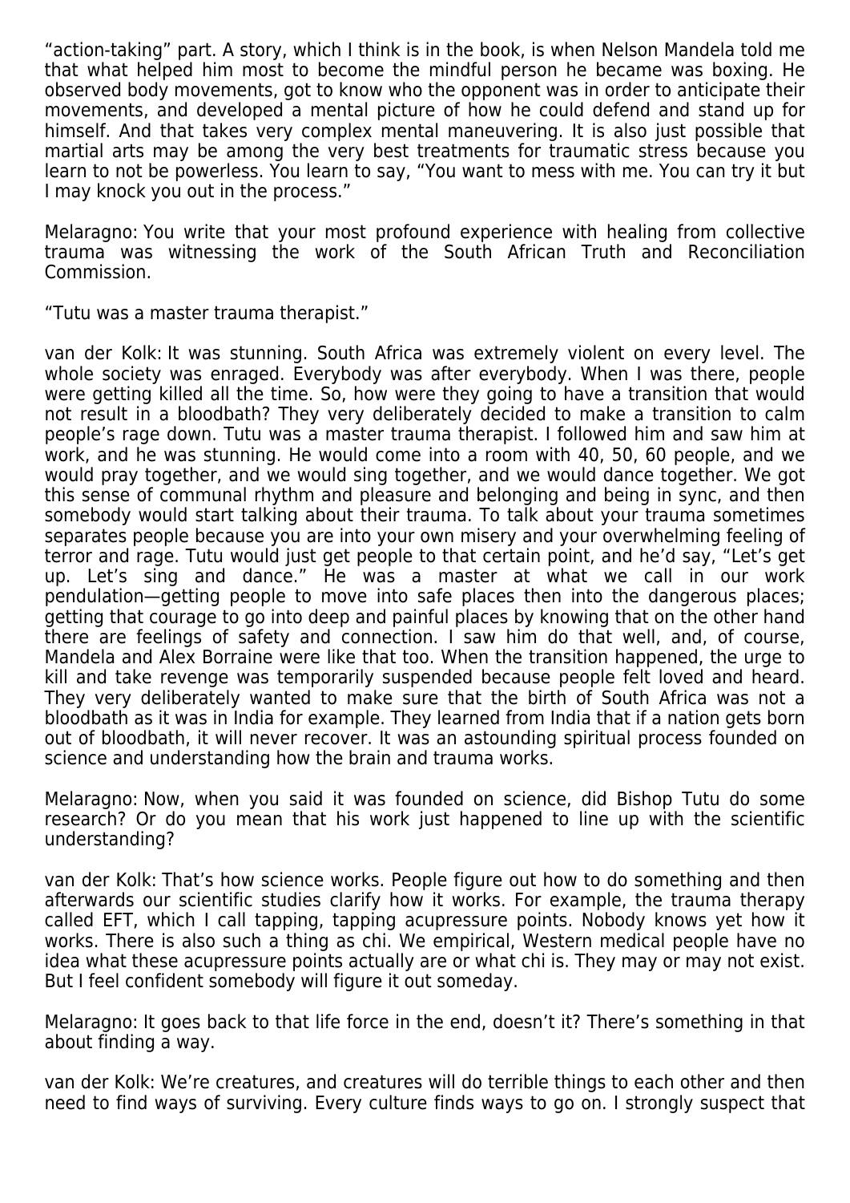"action-taking" part. A story, which I think is in the book, is when Nelson Mandela told me that what helped him most to become the mindful person he became was boxing. He observed body movements, got to know who the opponent was in order to anticipate their movements, and developed a mental picture of how he could defend and stand up for himself. And that takes very complex mental maneuvering. It is also just possible that martial arts may be among the very best treatments for traumatic stress because you learn to not be powerless. You learn to say, "You want to mess with me. You can try it but I may knock you out in the process."

Melaragno: You write that your most profound experience with healing from collective trauma was witnessing the work of the South African Truth and Reconciliation Commission.

"Tutu was a master trauma therapist."

van der Kolk: It was stunning. South Africa was extremely violent on every level. The whole society was enraged. Everybody was after everybody. When I was there, people were getting killed all the time. So, how were they going to have a transition that would not result in a bloodbath? They very deliberately decided to make a transition to calm people's rage down. Tutu was a master trauma therapist. I followed him and saw him at work, and he was stunning. He would come into a room with 40, 50, 60 people, and we would pray together, and we would sing together, and we would dance together. We got this sense of communal rhythm and pleasure and belonging and being in sync, and then somebody would start talking about their trauma. To talk about your trauma sometimes separates people because you are into your own misery and your overwhelming feeling of terror and rage. Tutu would just get people to that certain point, and he'd say, "Let's get up. Let's sing and dance." He was a master at what we call in our work pendulation—getting people to move into safe places then into the dangerous places; getting that courage to go into deep and painful places by knowing that on the other hand there are feelings of safety and connection. I saw him do that well, and, of course, Mandela and Alex Borraine were like that too. When the transition happened, the urge to kill and take revenge was temporarily suspended because people felt loved and heard. They very deliberately wanted to make sure that the birth of South Africa was not a bloodbath as it was in India for example. They learned from India that if a nation gets born out of bloodbath, it will never recover. It was an astounding spiritual process founded on science and understanding how the brain and trauma works.

Melaragno: Now, when you said it was founded on science, did Bishop Tutu do some research? Or do you mean that his work just happened to line up with the scientific understanding?

van der Kolk: That's how science works. People figure out how to do something and then afterwards our scientific studies clarify how it works. For example, the trauma therapy called EFT, which I call tapping, tapping acupressure points. Nobody knows yet how it works. There is also such a thing as chi. We empirical, Western medical people have no idea what these acupressure points actually are or what chi is. They may or may not exist. But I feel confident somebody will figure it out someday.

Melaragno: It goes back to that life force in the end, doesn't it? There's something in that about finding a way.

van der Kolk: We're creatures, and creatures will do terrible things to each other and then need to find ways of surviving. Every culture finds ways to go on. I strongly suspect that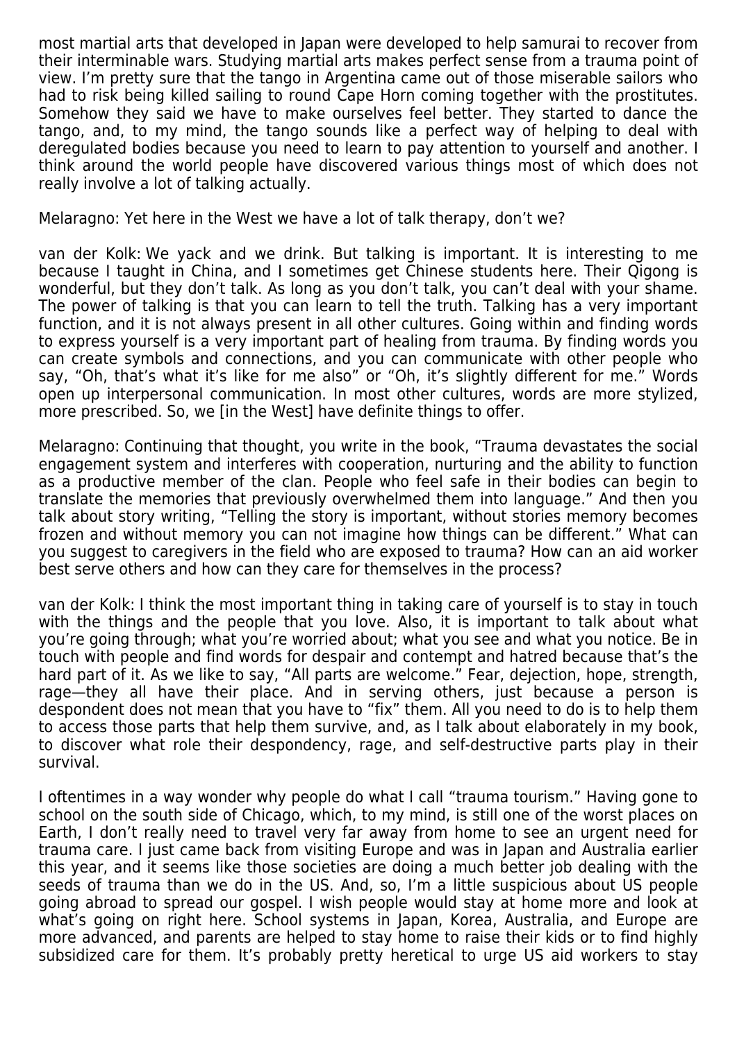most martial arts that developed in Japan were developed to help samurai to recover from their interminable wars. Studying martial arts makes perfect sense from a trauma point of view. I'm pretty sure that the tango in Argentina came out of those miserable sailors who had to risk being killed sailing to round Cape Horn coming together with the prostitutes. Somehow they said we have to make ourselves feel better. They started to dance the tango, and, to my mind, the tango sounds like a perfect way of helping to deal with deregulated bodies because you need to learn to pay attention to yourself and another. I think around the world people have discovered various things most of which does not really involve a lot of talking actually.

Melaragno: Yet here in the West we have a lot of talk therapy, don't we?

van der Kolk: We yack and we drink. But talking is important. It is interesting to me because I taught in China, and I sometimes get Chinese students here. Their Qigong is wonderful, but they don't talk. As long as you don't talk, you can't deal with your shame. The power of talking is that you can learn to tell the truth. Talking has a very important function, and it is not always present in all other cultures. Going within and finding words to express yourself is a very important part of healing from trauma. By finding words you can create symbols and connections, and you can communicate with other people who say, "Oh, that's what it's like for me also" or "Oh, it's slightly different for me." Words open up interpersonal communication. In most other cultures, words are more stylized, more prescribed. So, we [in the West] have definite things to offer.

Melaragno: Continuing that thought, you write in the book, "Trauma devastates the social engagement system and interferes with cooperation, nurturing and the ability to function as a productive member of the clan. People who feel safe in their bodies can begin to translate the memories that previously overwhelmed them into language." And then you talk about story writing, "Telling the story is important, without stories memory becomes frozen and without memory you can not imagine how things can be different." What can you suggest to caregivers in the field who are exposed to trauma? How can an aid worker best serve others and how can they care for themselves in the process?

van der Kolk: I think the most important thing in taking care of yourself is to stay in touch with the things and the people that you love. Also, it is important to talk about what you're going through; what you're worried about; what you see and what you notice. Be in touch with people and find words for despair and contempt and hatred because that's the hard part of it. As we like to say, "All parts are welcome." Fear, dejection, hope, strength, rage—they all have their place. And in serving others, just because a person is despondent does not mean that you have to "fix" them. All you need to do is to help them to access those parts that help them survive, and, as I talk about elaborately in my book, to discover what role their despondency, rage, and self-destructive parts play in their survival.

I oftentimes in a way wonder why people do what I call "trauma tourism." Having gone to school on the south side of Chicago, which, to my mind, is still one of the worst places on Earth, I don't really need to travel very far away from home to see an urgent need for trauma care. I just came back from visiting Europe and was in Japan and Australia earlier this year, and it seems like those societies are doing a much better job dealing with the seeds of trauma than we do in the US. And, so, I'm a little suspicious about US people going abroad to spread our gospel. I wish people would stay at home more and look at what's going on right here. School systems in Japan, Korea, Australia, and Europe are more advanced, and parents are helped to stay home to raise their kids or to find highly subsidized care for them. It's probably pretty heretical to urge US aid workers to stay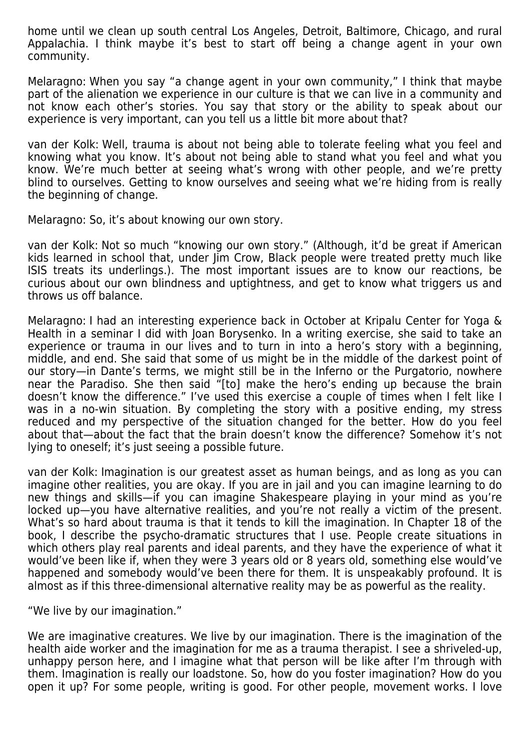home until we clean up south central Los Angeles, Detroit, Baltimore, Chicago, and rural Appalachia. I think maybe it's best to start off being a change agent in your own community.

Melaragno: When you say "a change agent in your own community," I think that maybe part of the alienation we experience in our culture is that we can live in a community and not know each other's stories. You say that story or the ability to speak about our experience is very important, can you tell us a little bit more about that?

van der Kolk: Well, trauma is about not being able to tolerate feeling what you feel and knowing what you know. It's about not being able to stand what you feel and what you know. We're much better at seeing what's wrong with other people, and we're pretty blind to ourselves. Getting to know ourselves and seeing what we're hiding from is really the beginning of change.

Melaragno: So, it's about knowing our own story.

van der Kolk: Not so much "knowing our own story." (Although, it'd be great if American kids learned in school that, under Jim Crow, Black people were treated pretty much like ISIS treats its underlings.). The most important issues are to know our reactions, be curious about our own blindness and uptightness, and get to know what triggers us and throws us off balance.

Melaragno: I had an interesting experience back in October at Kripalu Center for Yoga & Health in a seminar I did with Joan Borysenko. In a writing exercise, she said to take an experience or trauma in our lives and to turn in into a hero's story with a beginning, middle, and end. She said that some of us might be in the middle of the darkest point of our story—in Dante's terms, we might still be in the Inferno or the Purgatorio, nowhere near the Paradiso. She then said "[to] make the hero's ending up because the brain doesn't know the difference." I've used this exercise a couple of times when I felt like I was in a no-win situation. By completing the story with a positive ending, my stress reduced and my perspective of the situation changed for the better. How do you feel about that—about the fact that the brain doesn't know the difference? Somehow it's not lying to oneself; it's just seeing a possible future.

van der Kolk: Imagination is our greatest asset as human beings, and as long as you can imagine other realities, you are okay. If you are in jail and you can imagine learning to do new things and skills—if you can imagine Shakespeare playing in your mind as you're locked up—you have alternative realities, and you're not really a victim of the present. What's so hard about trauma is that it tends to kill the imagination. In Chapter 18 of the book, I describe the psycho-dramatic structures that I use. People create situations in which others play real parents and ideal parents, and they have the experience of what it would've been like if, when they were 3 years old or 8 years old, something else would've happened and somebody would've been there for them. It is unspeakably profound. It is almost as if this three-dimensional alternative reality may be as powerful as the reality.

"We live by our imagination."

We are imaginative creatures. We live by our imagination. There is the imagination of the health aide worker and the imagination for me as a trauma therapist. I see a shriveled-up, unhappy person here, and I imagine what that person will be like after I'm through with them. Imagination is really our loadstone. So, how do you foster imagination? How do you open it up? For some people, writing is good. For other people, movement works. I love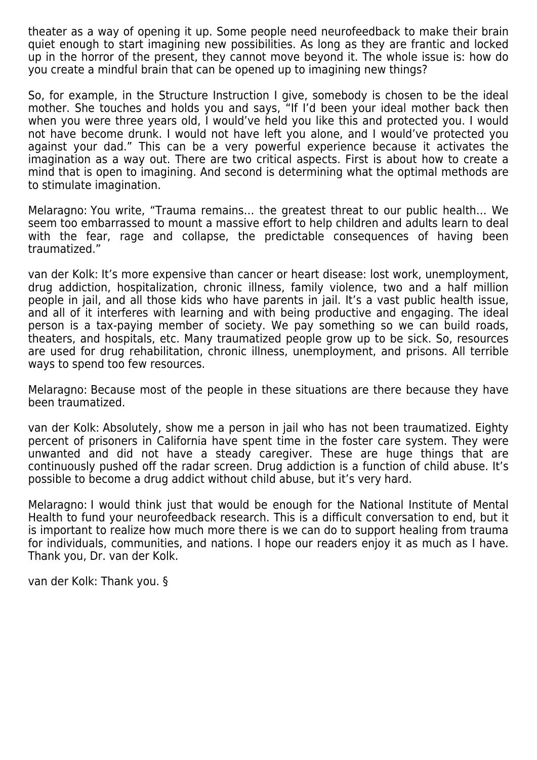theater as a way of opening it up. Some people need neurofeedback to make their brain quiet enough to start imagining new possibilities. As long as they are frantic and locked up in the horror of the present, they cannot move beyond it. The whole issue is: how do you create a mindful brain that can be opened up to imagining new things?

So, for example, in the Structure Instruction I give, somebody is chosen to be the ideal mother. She touches and holds you and says, "If I'd been your ideal mother back then when you were three years old, I would've held you like this and protected you. I would not have become drunk. I would not have left you alone, and I would've protected you against your dad." This can be a very powerful experience because it activates the imagination as a way out. There are two critical aspects. First is about how to create a mind that is open to imagining. And second is determining what the optimal methods are to stimulate imagination.

Melaragno: You write, "Trauma remains… the greatest threat to our public health… We seem too embarrassed to mount a massive effort to help children and adults learn to deal with the fear, rage and collapse, the predictable consequences of having been traumatized."

van der Kolk: It's more expensive than cancer or heart disease: lost work, unemployment, drug addiction, hospitalization, chronic illness, family violence, two and a half million people in jail, and all those kids who have parents in jail. It's a vast public health issue, and all of it interferes with learning and with being productive and engaging. The ideal person is a tax-paying member of society. We pay something so we can build roads, theaters, and hospitals, etc. Many traumatized people grow up to be sick. So, resources are used for drug rehabilitation, chronic illness, unemployment, and prisons. All terrible ways to spend too few resources.

Melaragno: Because most of the people in these situations are there because they have been traumatized.

van der Kolk: Absolutely, show me a person in jail who has not been traumatized. Eighty percent of prisoners in California have spent time in the foster care system. They were unwanted and did not have a steady caregiver. These are huge things that are continuously pushed off the radar screen. Drug addiction is a function of child abuse. It's possible to become a drug addict without child abuse, but it's very hard.

Melaragno: I would think just that would be enough for the National Institute of Mental Health to fund your neurofeedback research. This is a difficult conversation to end, but it is important to realize how much more there is we can do to support healing from trauma for individuals, communities, and nations. I hope our readers enjoy it as much as I have. Thank you, Dr. van der Kolk.

van der Kolk: Thank you. §